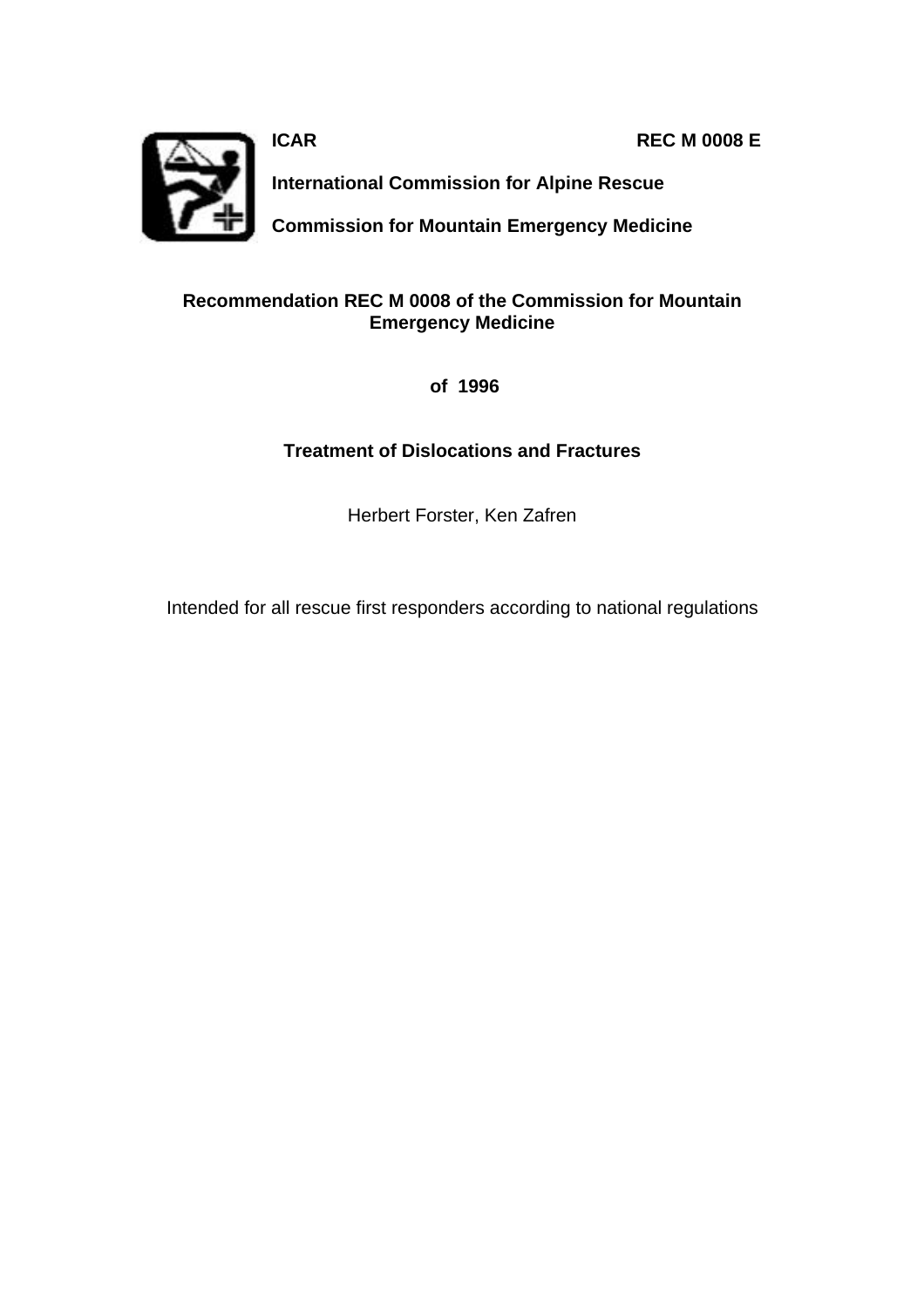**ICAR** **REC M 0008 E**

**International Commission for Alpine Rescue**

**Commission for Mountain Emergency Medicine**

# Recommendation REC M 0008 of the Commission for Mountain Emergency Medicine

**of 1996**

## Treatment of Dislocations and Fractures

Herbert Forster, Ken Zafren

Intended for all rescue first responders according to national regulations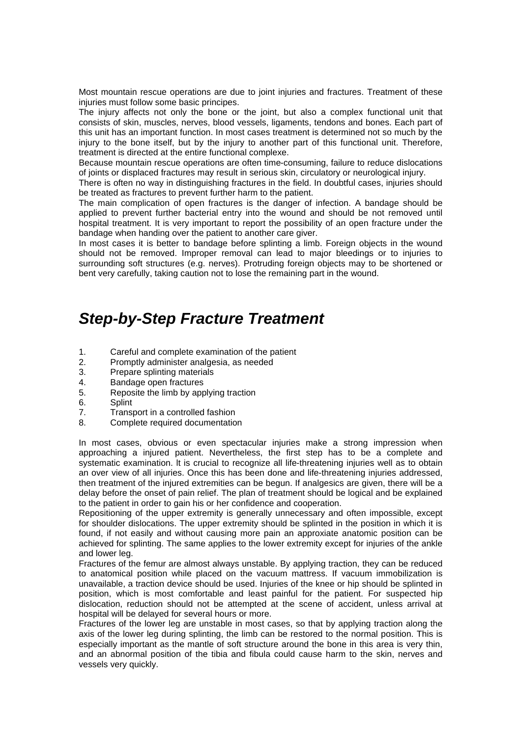Most mountain rescue operations are due to joint injuries and fractures. Treatment of these injuries must follow some basic principes.

The injury affects not only the bone or the joint, but also a complex functional unit that consists of skin, muscles, nerves, blood vessels, ligaments, tendons and bones. Each part of this unit has an important function. In most cases treatment is determined not so much by the injury to the bone itself, but by the injury to another part of this functional unit. Therefore, treatment is directed at the entire functional complexe.

Because mountain rescue operations are often time-consuming, failure to reduce dislocations of joints or displaced fractures may result in serious skin, circulatory or neurological injury.

There is often no way in distinguishing fractures in the field. In doubtful cases, injuries should be treated as fractures to prevent further harm to the patient.

The main complication of open fractures is the danger of infection. A bandage should be applied to prevent further bacterial entry into the wound and should be not removed until hospital treatment. It is very important to report the possibility of an open fracture under the bandage when handing over the patient to another care giver.

In most cases it is better to bandage before splinting a limb. Foreign objects in the wound should not be removed. Improper removal can lead to major bleedings or to injuries to surrounding soft structures (e.g. nerves). Protruding foreign objects may to be shortened or bent very carefully, taking caution not to lose the remaining part in the wound.

## *Step-by-Step Fracture Treatment*

1. Careful and complete examination of the patient
2. Promptly administer analgesia, as needed
3. Prepare splinting materials
4. Bandage open fractures
5. Reposite the limb by applying traction
6. Splint
7. Transport in a controlled fashion
8. Complete required documentation

In most cases, obvious or even spectacular injuries make a strong impression when approaching a injured patient. Nevertheless, the first step has to be a complete and systematic examination. It is crucial to recognize all life-threatening injuries well as to obtain an over view of all injuries. Once this has been done and life-threatening injuries addressed, then treatment of the injured extremities can be begun. If analgesics are given, there will be a delay before the onset of pain relief. The plan of treatment should be logical and be explained to the patient in order to gain his or her confidence and cooperation.

Repositioning of the upper extremity is generally unnecessary and often impossible, except for shoulder dislocations. The upper extremity should be splinted in the position in which it is found, if not easily and without causing more pain an approxiate anatomic position can be achieved for splinting. The same applies to the lower extremity except for injuries of the ankle and lower leg.

Fractures of the femur are almost always unstable. By applying traction, they can be reduced to anatomical position while placed on the vacuum mattress. If vacuum immobilization is unavailable, a traction device should be used. Injuries of the knee or hip should be splinted in position, which is most comfortable and least painful for the patient. For suspected hip dislocation, reduction should not be attempted at the scene of accident, unless arrival at hospital will be delayed for several hours or more.

Fractures of the lower leg are unstable in most cases, so that by applying traction along the axis of the lower leg during splinting, the limb can be restored to the normal position. This is especially important as the mantle of soft structure around the bone in this area is very thin, and an abnormal position of the tibia and fibula could cause harm to the skin, nerves and vessels very quickly.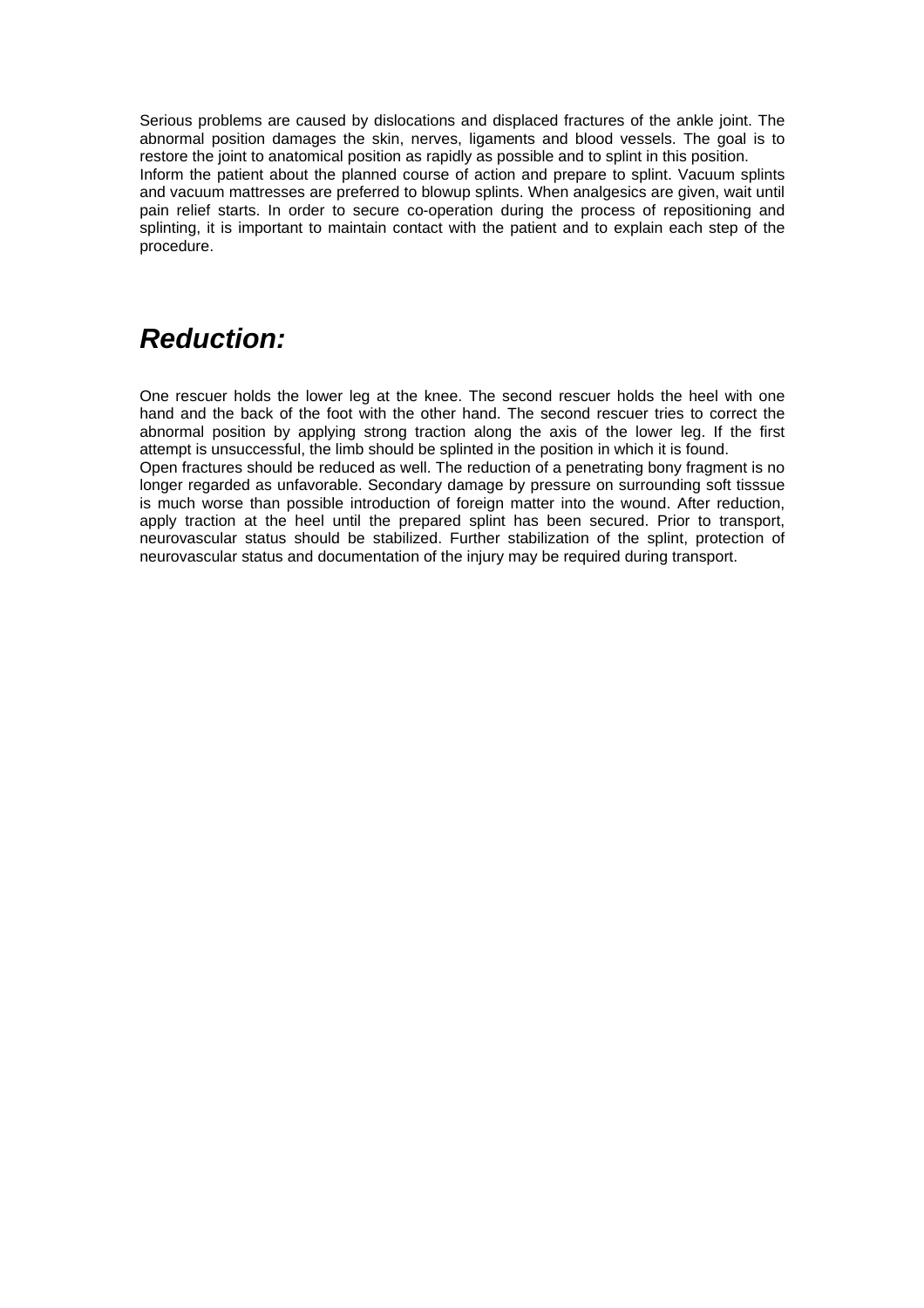Serious problems are caused by dislocations and displaced fractures of the ankle joint. The abnormal position damages the skin, nerves, ligaments and blood vessels. The goal is to restore the joint to anatomical position as rapidly as possible and to splint in this position.
Inform the patient about the planned course of action and prepare to splint. Vacuum splints and vacuum mattresses are preferred to blowup splints. When analgesics are given, wait until pain relief starts. In order to secure co-operation during the process of repositioning and splinting, it is important to maintain contact with the patient and to explain each step of the procedure.

## *Reduction:*

One rescuer holds the lower leg at the knee. The second rescuer holds the heel with one hand and the back of the foot with the other hand. The second rescuer tries to correct the abnormal position by applying strong traction along the axis of the lower leg. If the first attempt is unsuccessful, the limb should be splinted in the position in which it is found.
Open fractures should be reduced as well. The reduction of a penetrating bony fragment is no longer regarded as unfavorable. Secondary damage by pressure on surrounding soft tisssue is much worse than possible introduction of foreign matter into the wound. After reduction, apply traction at the heel until the prepared splint has been secured. Prior to transport, neurovascular status should be stabilized. Further stabilization of the splint, protection of neurovascular status and documentation of the injury may be required during transport.